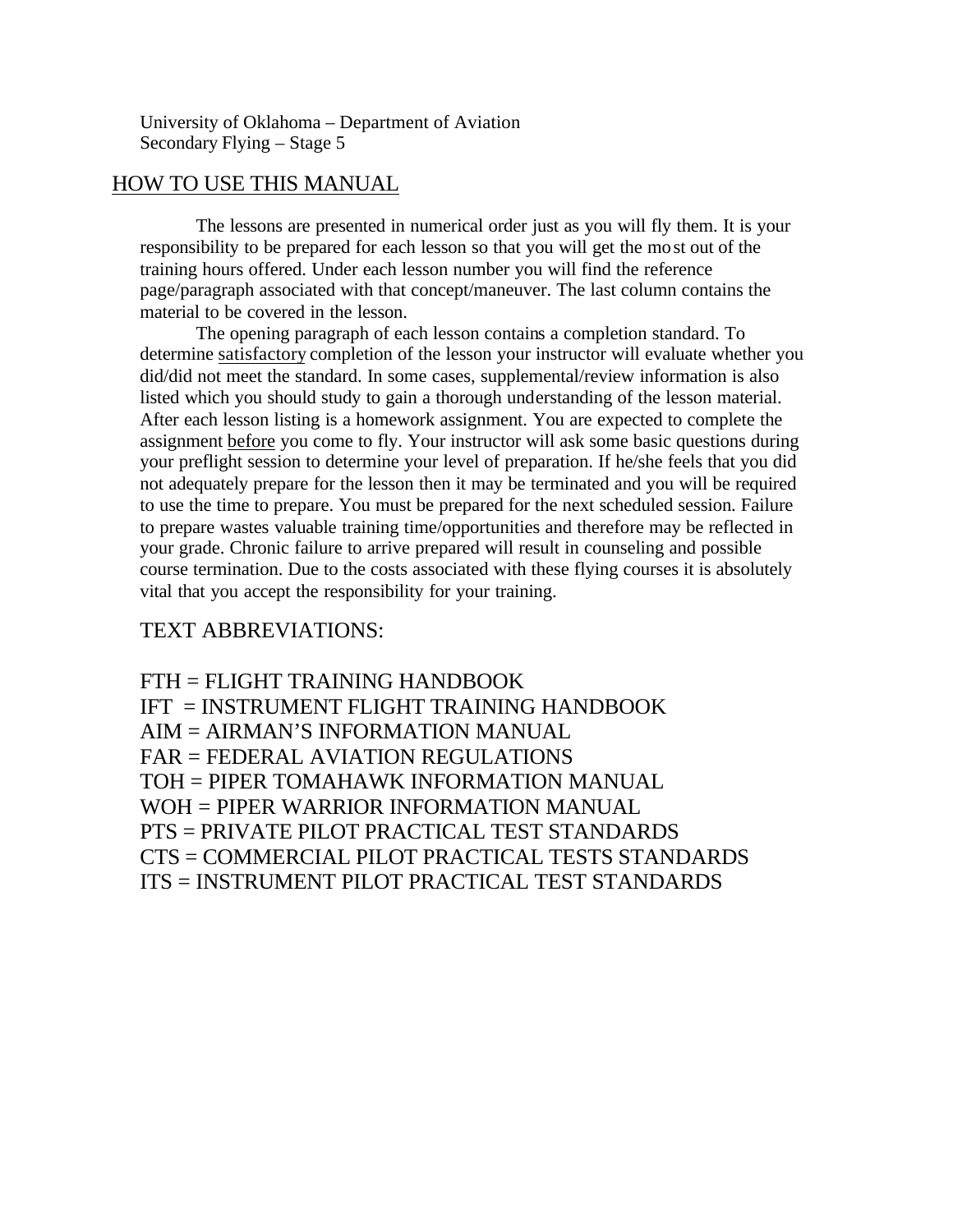University of Oklahoma – Department of Aviation
Secondary Flying – Stage 5

## HOW TO USE THIS MANUAL

The lessons are presented in numerical order just as you will fly them. It is your responsibility to be prepared for each lesson so that you will get the most out of the training hours offered. Under each lesson number you will find the reference page/paragraph associated with that concept/maneuver. The last column contains the material to be covered in the lesson.

The opening paragraph of each lesson contains a completion standard. To determine satisfactory completion of the lesson your instructor will evaluate whether you did/did not meet the standard. In some cases, supplemental/review information is also listed which you should study to gain a thorough understanding of the lesson material. After each lesson listing is a homework assignment. You are expected to complete the assignment before you come to fly. Your instructor will ask some basic questions during your preflight session to determine your level of preparation. If he/she feels that you did not adequately prepare for the lesson then it may be terminated and you will be required to use the time to prepare. You must be prepared for the next scheduled session. Failure to prepare wastes valuable training time/opportunities and therefore may be reflected in your grade. Chronic failure to arrive prepared will result in counseling and possible course termination. Due to the costs associated with these flying courses it is absolutely vital that you accept the responsibility for your training.

## TEXT ABBREVIATIONS:

FTH = FLIGHT TRAINING HANDBOOK
IFT = INSTRUMENT FLIGHT TRAINING HANDBOOK
AIM = AIRMAN'S INFORMATION MANUAL
FAR = FEDERAL AVIATION REGULATIONS
TOH = PIPER TOMAHAWK INFORMATION MANUAL
WOH = PIPER WARRIOR INFORMATION MANUAL
PTS = PRIVATE PILOT PRACTICAL TEST STANDARDS
CTS = COMMERCIAL PILOT PRACTICAL TESTS STANDARDS
ITS = INSTRUMENT PILOT PRACTICAL TEST STANDARDS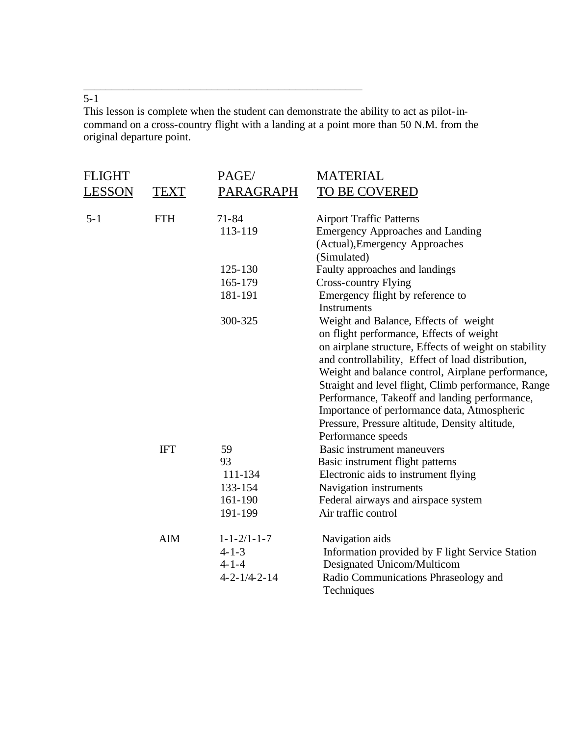5-1

This lesson is complete when the student can demonstrate the ability to act as pilot-in-command on a cross-country flight with a landing at a point more than 50 N.M. from the original departure point.

| FLIGHT LESSON | TEXT | PAGE/ PARAGRAPH | MATERIAL TO BE COVERED |
|---|---|---|---|
| 5-1 | FTH | 71-84 | Airport Traffic Patterns |
| | | 113-119 | Emergency Approaches and Landing (Actual),Emergency Approaches (Simulated) |
| | | 125-130 | Faulty approaches and landings |
| | | 165-179 | Cross-country Flying |
| | | 181-191 | Emergency flight by reference to Instruments |
| | | 300-325 | Weight and Balance, Effects of weight on flight performance, Effects of weight on airplane structure, Effects of weight on stability and controllability, Effect of load distribution, Weight and balance control, Airplane performance, Straight and level flight, Climb performance, Range Performance, Takeoff and landing performance, Importance of performance data, Atmospheric Pressure, Pressure altitude, Density altitude, Performance speeds |
| | IFT | 59 | Basic instrument maneuvers |
| | | 93 | Basic instrument flight patterns |
| | | 111-134 | Electronic aids to instrument flying |
| | | 133-154 | Navigation instruments |
| | | 161-190 | Federal airways and airspace system |
| | | 191-199 | Air traffic control |
| | AIM | 1-1-2/1-1-7 | Navigation aids |
| | | 4-1-3 | Information provided by F light Service Station |
| | | 4-1-4 | Designated Unicom/Multicom |
| | | 4-2-1/4-2-14 | Radio Communications Phraseology and Techniques |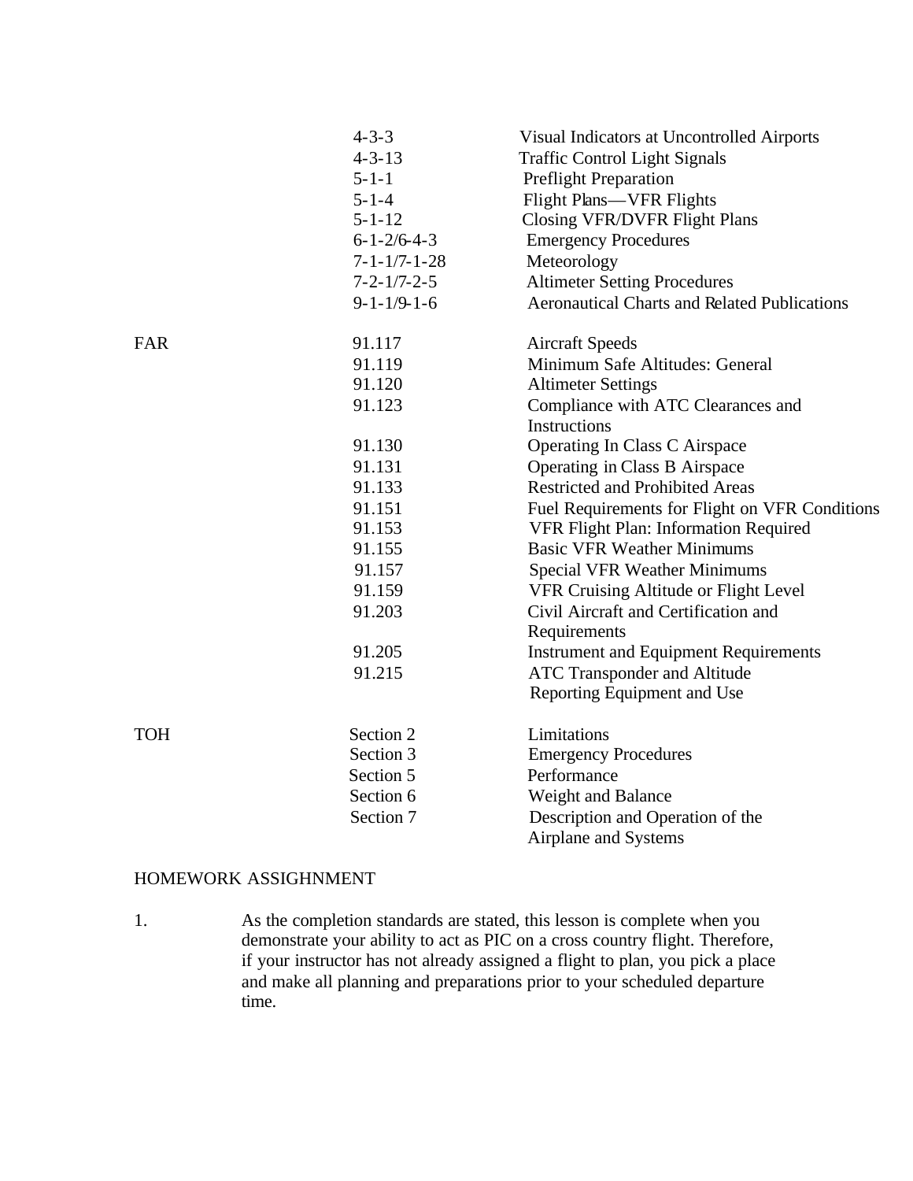| | | |
|---|---|---|
| | 4-3-3 | Visual Indicators at Uncontrolled Airports |
| | 4-3-13 | Traffic Control Light Signals |
| | 5-1-1 | Preflight Preparation |
| | 5-1-4 | Flight Plans—VFR Flights |
| | 5-1-12 | Closing VFR/DVFR Flight Plans |
| | 6-1-2/6-4-3 | Emergency Procedures |
| | 7-1-1/7-1-28 | Meteorology |
| | 7-2-1/7-2-5 | Altimeter Setting Procedures |
| | 9-1-1/9-1-6 | Aeronautical Charts and Related Publications |
| FAR | 91.117 | Aircraft Speeds |
| | 91.119 | Minimum Safe Altitudes: General |
| | 91.120 | Altimeter Settings |
| | 91.123 | Compliance with ATC Clearances and Instructions |
| | 91.130 | Operating In Class C Airspace |
| | 91.131 | Operating in Class B Airspace |
| | 91.133 | Restricted and Prohibited Areas |
| | 91.151 | Fuel Requirements for Flight on VFR Conditions |
| | 91.153 | VFR Flight Plan: Information Required |
| | 91.155 | Basic VFR Weather Minimums |
| | 91.157 | Special VFR Weather Minimums |
| | 91.159 | VFR Cruising Altitude or Flight Level |
| | 91.203 | Civil Aircraft and Certification and Requirements |
| | 91.205 | Instrument and Equipment Requirements |
| | 91.215 | ATC Transponder and Altitude Reporting Equipment and Use |
| TOH | Section 2 | Limitations |
| | Section 3 | Emergency Procedures |
| | Section 5 | Performance |
| | Section 6 | Weight and Balance |
| | Section 7 | Description and Operation of the Airplane and Systems |

## HOMEWORK ASSIGNMENT

1. As the completion standards are stated, this lesson is complete when you demonstrate your ability to act as PIC on a cross country flight. Therefore, if your instructor has not already assigned a flight to plan, you pick a place and make all planning and preparations prior to your scheduled departure time.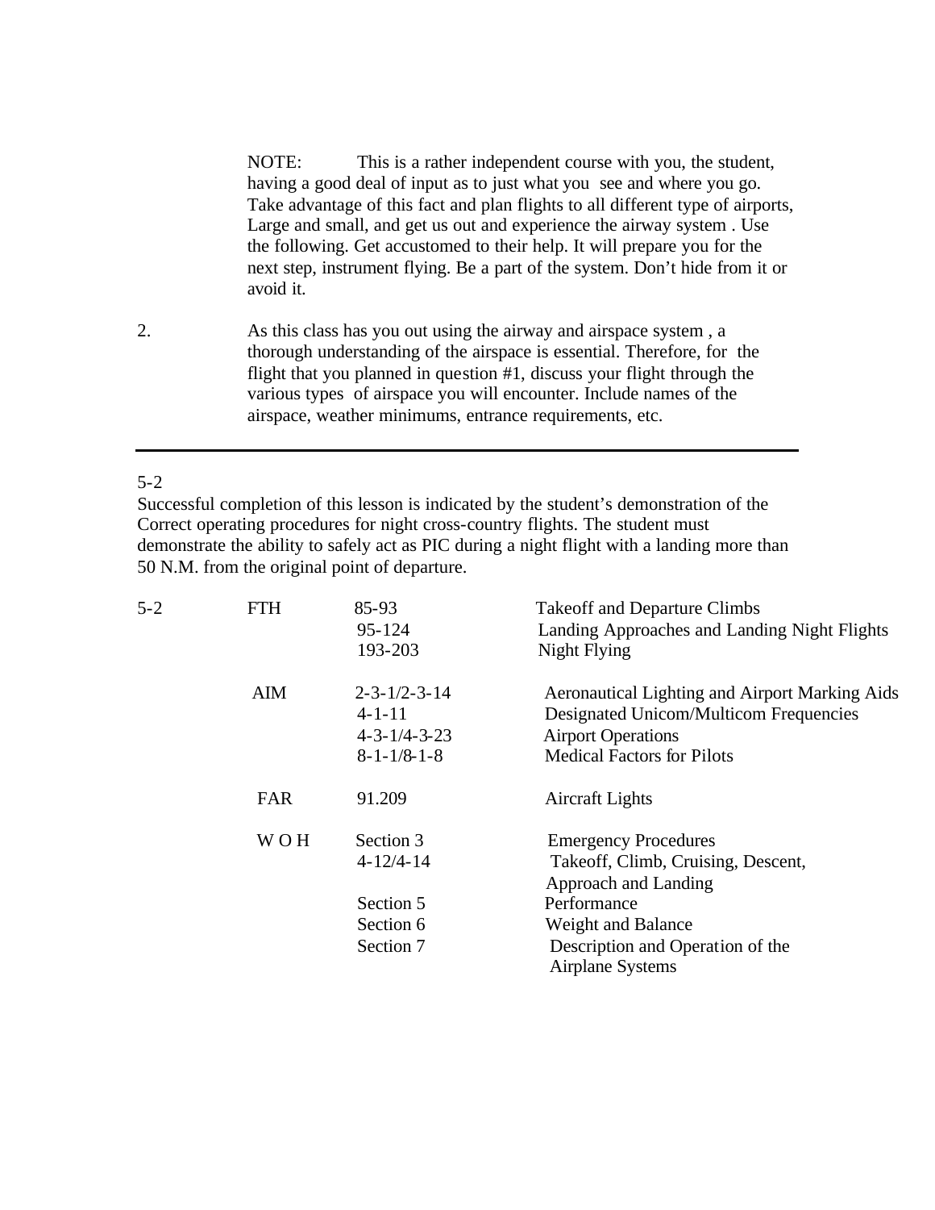NOTE: This is a rather independent course with you, the student, having a good deal of input as to just what you see and where you go. Take advantage of this fact and plan flights to all different type of airports, Large and small, and get us out and experience the airway system . Use the following. Get accustomed to their help. It will prepare you for the next step, instrument flying. Be a part of the system. Don't hide from it or avoid it.

2. As this class has you out using the airway and airspace system , a thorough understanding of the airspace is essential. Therefore, for the flight that you planned in question #1, discuss your flight through the various types of airspace you will encounter. Include names of the airspace, weather minimums, entrance requirements, etc.

---

5-2

Successful completion of this lesson is indicated by the student's demonstration of the Correct operating procedures for night cross-country flights. The student must demonstrate the ability to safely act as PIC during a night flight with a landing more than 50 N.M. from the original point of departure.

| | | | |
|---|---|---|---|
| 5-2 | FTH | 85-93 | Takeoff and Departure Climbs |
| | | 95-124 | Landing Approaches and Landing Night Flights |
| | | 193-203 | Night Flying |
| | AIM | 2-3-1/2-3-14 | Aeronautical Lighting and Airport Marking Aids |
| | | 4-1-11 | Designated Unicom/Multicom Frequencies |
| | | 4-3-1/4-3-23 | Airport Operations |
| | | 8-1-1/8-1-8 | Medical Factors for Pilots |
| | FAR | 91.209 | Aircraft Lights |
| | W O H | Section 3 | Emergency Procedures |
| | | 4-12/4-14 | Takeoff, Climb, Cruising, Descent, Approach and Landing |
| | | Section 5 | Performance |
| | | Section 6 | Weight and Balance |
| | | Section 7 | Description and Operation of the Airplane Systems |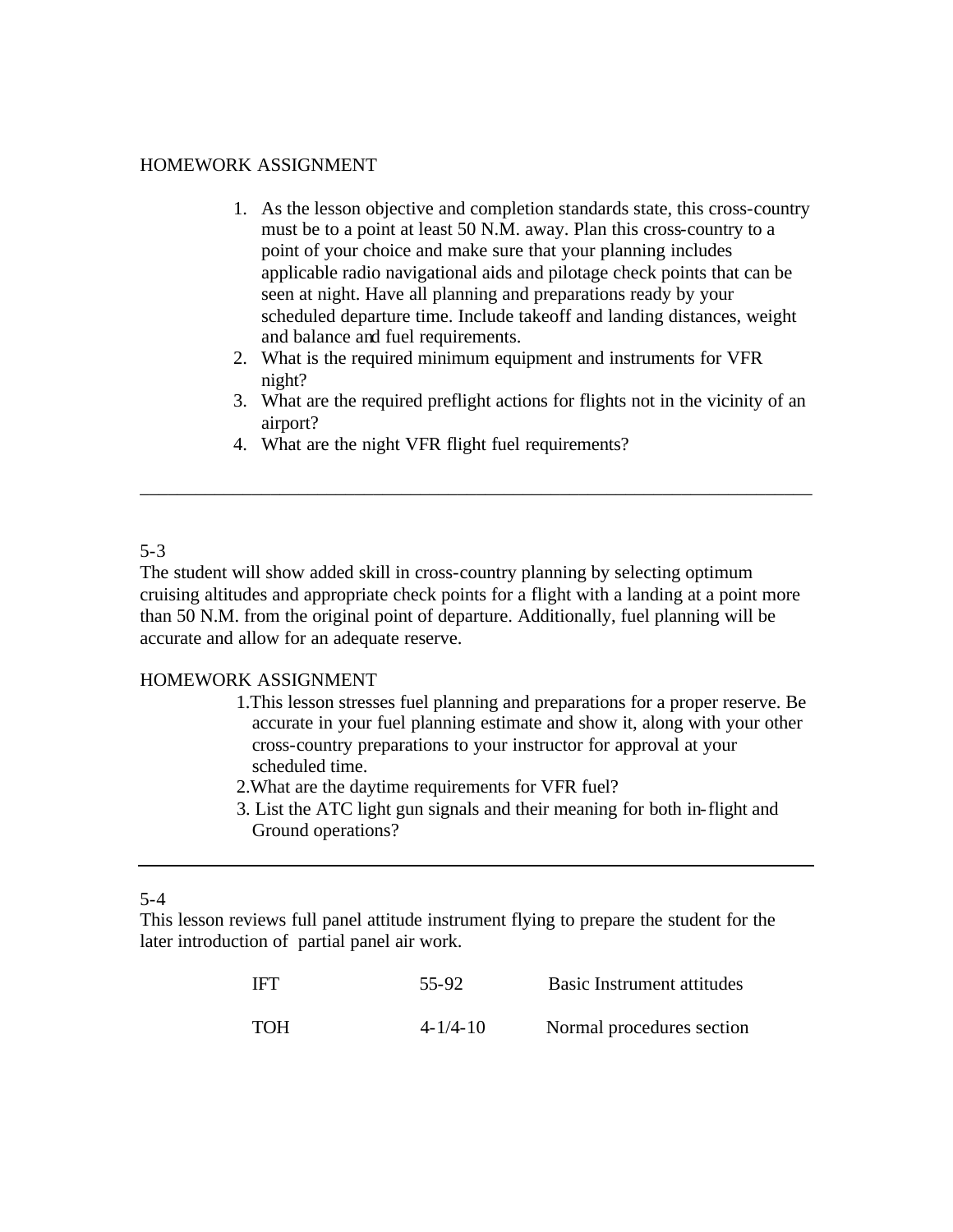HOMEWORK ASSIGNMENT

1. As the lesson objective and completion standards state, this cross-country must be to a point at least 50 N.M. away. Plan this cross-country to a point of your choice and make sure that your planning includes applicable radio navigational aids and pilotage check points that can be seen at night. Have all planning and preparations ready by your scheduled departure time. Include takeoff and landing distances, weight and balance and fuel requirements.
2. What is the required minimum equipment and instruments for VFR night?
3. What are the required preflight actions for flights not in the vicinity of an airport?
4. What are the night VFR flight fuel requirements?

---

5-3

The student will show added skill in cross-country planning by selecting optimum cruising altitudes and appropriate check points for a flight with a landing at a point more than 50 N.M. from the original point of departure. Additionally, fuel planning will be accurate and allow for an adequate reserve.

HOMEWORK ASSIGNMENT

1. This lesson stresses fuel planning and preparations for a proper reserve. Be accurate in your fuel planning estimate and show it, along with your other cross-country preparations to your instructor for approval at your scheduled time.
2. What are the daytime requirements for VFR fuel?
3. List the ATC light gun signals and their meaning for both in-flight and Ground operations?

---

5-4

This lesson reviews full panel attitude instrument flying to prepare the student for the later introduction of partial panel air work.

| | | |
|---|---|---|
| IFT | 55-92 | Basic Instrument attitudes |
| TOH | 4-1/4-10 | Normal procedures section |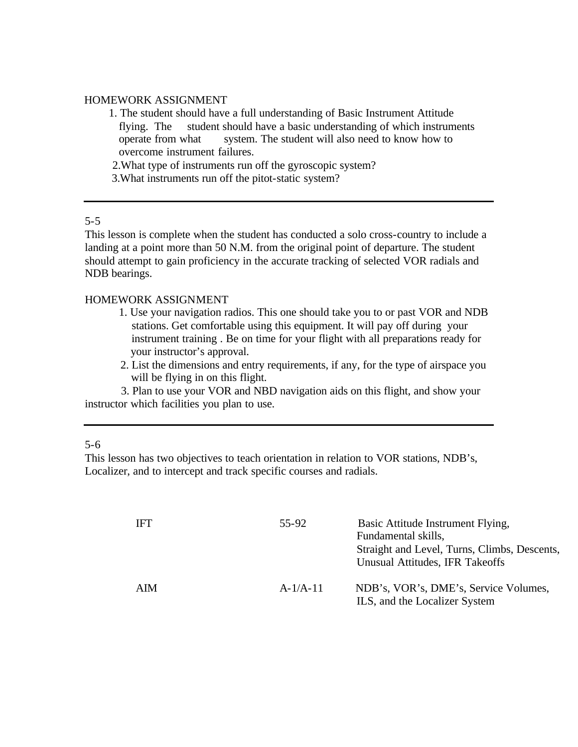HOMEWORK ASSIGNMENT

1. The student should have a full understanding of Basic Instrument Attitude flying. The student should have a basic understanding of which instruments operate from what system. The student will also need to know how to overcome instrument failures.
2. What type of instruments run off the gyroscopic system?
3. What instruments run off the pitot-static system?

---

5-5

This lesson is complete when the student has conducted a solo cross-country to include a landing at a point more than 50 N.M. from the original point of departure. The student should attempt to gain proficiency in the accurate tracking of selected VOR radials and NDB bearings.

HOMEWORK ASSIGNMENT

1. Use your navigation radios. This one should take you to or past VOR and NDB stations. Get comfortable using this equipment. It will pay off during your instrument training . Be on time for your flight with all preparations ready for your instructor's approval.
2. List the dimensions and entry requirements, if any, for the type of airspace you will be flying in on this flight.
3. Plan to use your VOR and NBD navigation aids on this flight, and show your instructor which facilities you plan to use.

---

5-6

This lesson has two objectives to teach orientation in relation to VOR stations, NDB's, Localizer, and to intercept and track specific courses and radials.

| | | |
|---|---|---|
| IFT | 55-92 | Basic Attitude Instrument Flying, Fundamental skills, Straight and Level, Turns, Climbs, Descents, Unusual Attitudes, IFR Takeoffs |
| AIM | A-1/A-11 | NDB's, VOR's, DME's, Service Volumes, ILS, and the Localizer System |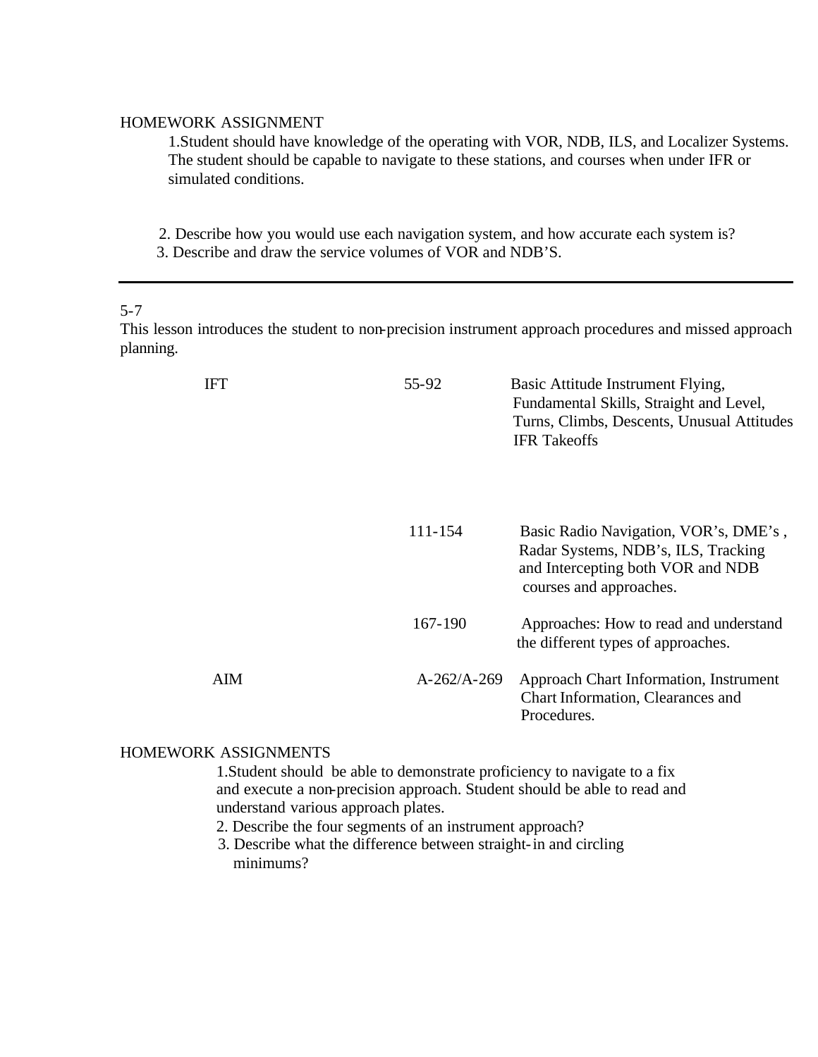HOMEWORK ASSIGNMENT

1. Student should have knowledge of the operating with VOR, NDB, ILS, and Localizer Systems. The student should be capable to navigate to these stations, and courses when under IFR or simulated conditions.

2. Describe how you would use each navigation system, and how accurate each system is?

3. Describe and draw the service volumes of VOR and NDB'S.

---

5-7

This lesson introduces the student to non-precision instrument approach procedures and missed approach planning.

| | | |
|---|---|---|
| IFT | 55-92 | Basic Attitude Instrument Flying, Fundamental Skills, Straight and Level, Turns, Climbs, Descents, Unusual Attitudes IFR Takeoffs |
| | 111-154 | Basic Radio Navigation, VOR's, DME's , Radar Systems, NDB's, ILS, Tracking and Intercepting both VOR and NDB courses and approaches. |
| | 167-190 | Approaches: How to read and understand the different types of approaches. |
| AIM | A-262/A-269 | Approach Chart Information, Instrument Chart Information, Clearances and Procedures. |

HOMEWORK ASSIGNMENTS

1. Student should be able to demonstrate proficiency to navigate to a fix and execute a non-precision approach. Student should be able to read and understand various approach plates.
2. Describe the four segments of an instrument approach?
3. Describe what the difference between straight-in and circling minimums?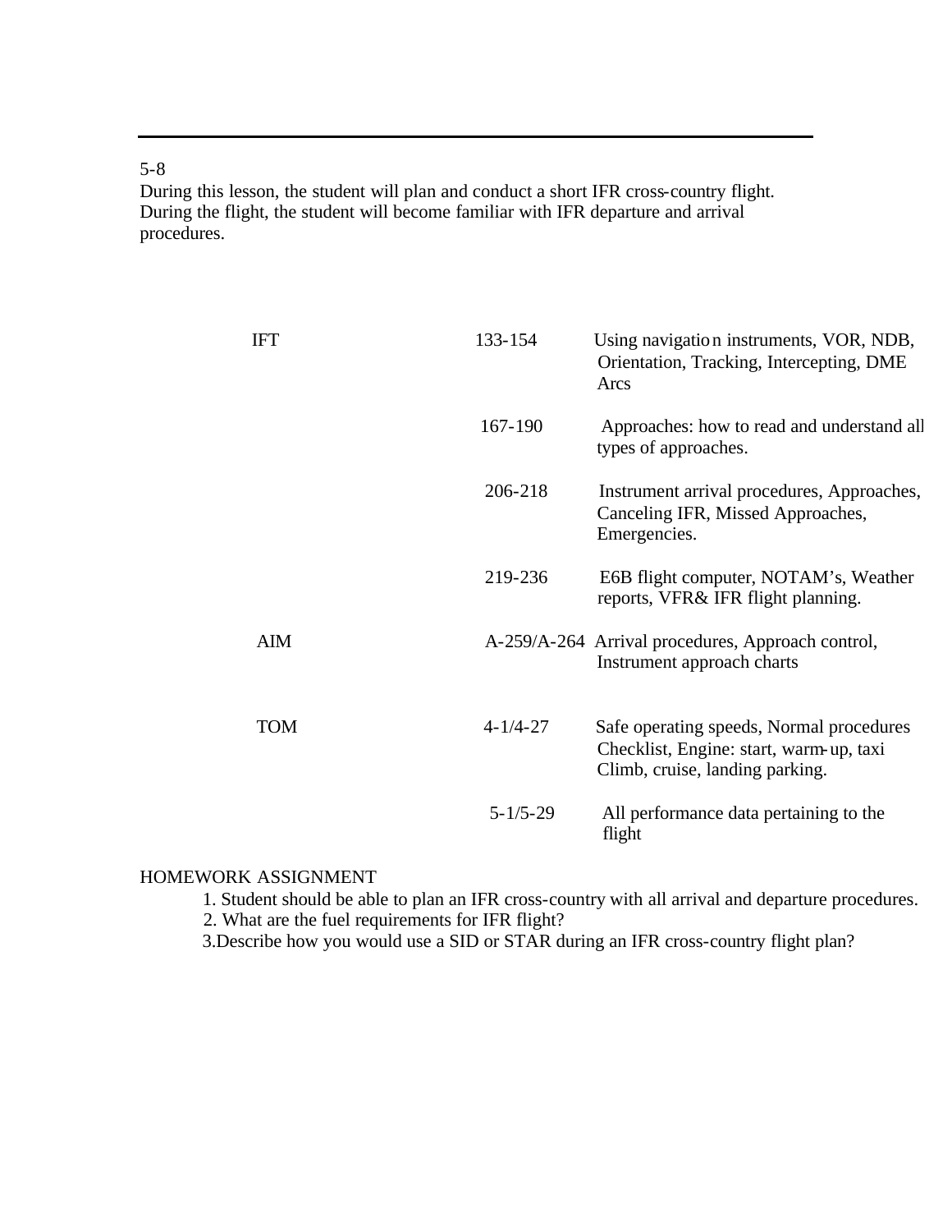5-8

During this lesson, the student will plan and conduct a short IFR cross-country flight. During the flight, the student will become familiar with IFR departure and arrival procedures.

| | | |
|---|---|---|
| IFT | 133-154 | Using navigation instruments, VOR, NDB, Orientation, Tracking, Intercepting, DME Arcs |
| | 167-190 | Approaches: how to read and understand all types of approaches. |
| | 206-218 | Instrument arrival procedures, Approaches, Canceling IFR, Missed Approaches, Emergencies. |
| | 219-236 | E6B flight computer, NOTAM's, Weather reports, VFR& IFR flight planning. |
| AIM | A-259/A-264 | Arrival procedures, Approach control, Instrument approach charts |
| TOM | 4-1/4-27 | Safe operating speeds, Normal procedures Checklist, Engine: start, warm-up, taxi Climb, cruise, landing parking. |
| | 5-1/5-29 | All performance data pertaining to the flight |

HOMEWORK ASSIGNMENT

1. Student should be able to plan an IFR cross-country with all arrival and departure procedures.
2. What are the fuel requirements for IFR flight?
3. Describe how you would use a SID or STAR during an IFR cross-country flight plan?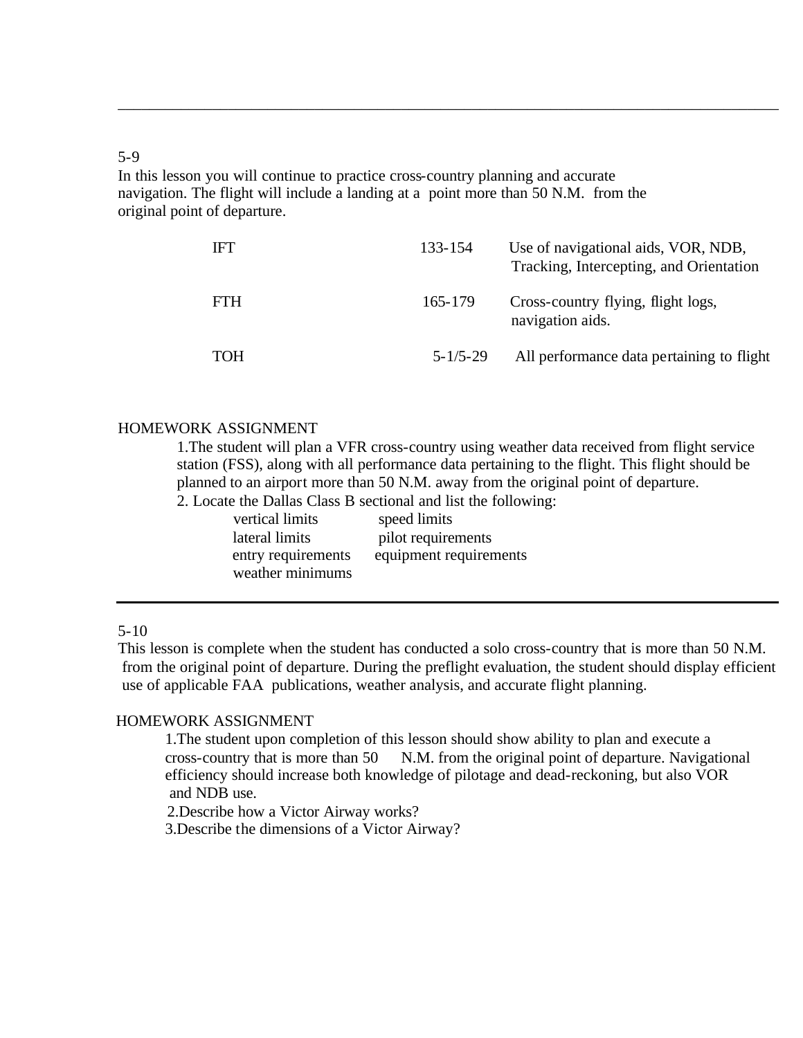## 5-9

In this lesson you will continue to practice cross-country planning and accurate navigation. The flight will include a landing at a point more than 50 N.M. from the original point of departure.

| | | |
|---|---|---|
| IFT | 133-154 | Use of navigational aids, VOR, NDB, Tracking, Intercepting, and Orientation |
| FTH | 165-179 | Cross-country flying, flight logs, navigation aids. |
| TOH | 5-1/5-29 | All performance data pertaining to flight |

HOMEWORK ASSIGNMENT

1. The student will plan a VFR cross-country using weather data received from flight service station (FSS), along with all performance data pertaining to the flight. This flight should be planned to an airport more than 50 N.M. away from the original point of departure.
2. Locate the Dallas Class B sectional and list the following:
   - vertical limits
   - speed limits
   - lateral limits
   - pilot requirements
   - entry requirements
   - equipment requirements
   - weather minimums

---

## 5-10

This lesson is complete when the student has conducted a solo cross-country that is more than 50 N.M. from the original point of departure. During the preflight evaluation, the student should display efficient use of applicable FAA publications, weather analysis, and accurate flight planning.

HOMEWORK ASSIGNMENT

1. The student upon completion of this lesson should show ability to plan and execute a cross-country that is more than 50 N.M. from the original point of departure. Navigational efficiency should increase both knowledge of pilotage and dead-reckoning, but also VOR and NDB use.
2. Describe how a Victor Airway works?
3. Describe the dimensions of a Victor Airway?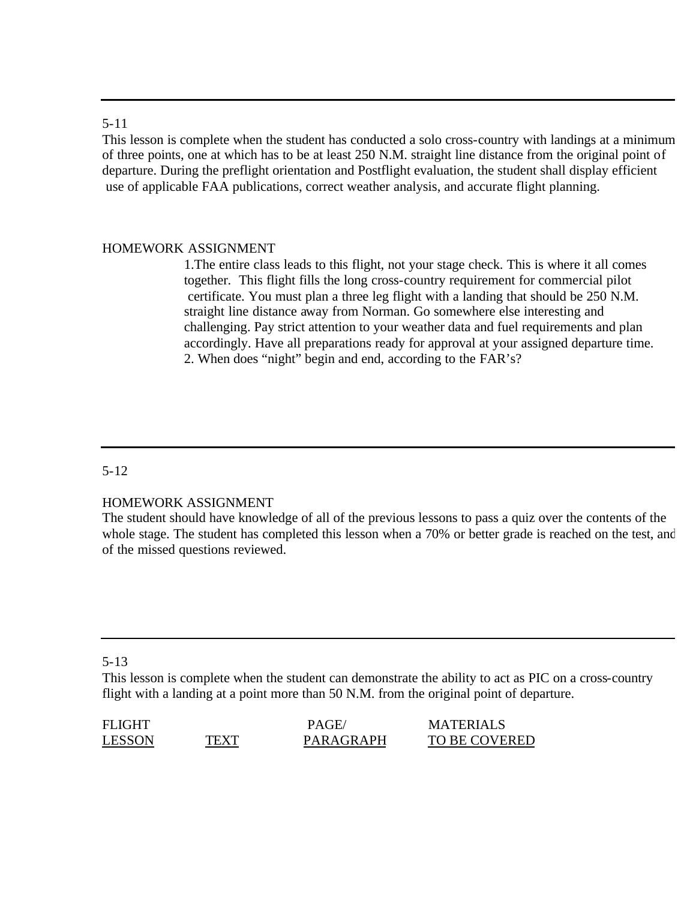---

5-11

This lesson is complete when the student has conducted a solo cross-country with landings at a minimum of three points, one at which has to be at least 250 N.M. straight line distance from the original point of departure. During the preflight orientation and Postflight evaluation, the student shall display efficient use of applicable FAA publications, correct weather analysis, and accurate flight planning.

HOMEWORK ASSIGNMENT

1. The entire class leads to this flight, not your stage check. This is where it all comes together. This flight fills the long cross-country requirement for commercial pilot certificate. You must plan a three leg flight with a landing that should be 250 N.M. straight line distance away from Norman. Go somewhere else interesting and challenging. Pay strict attention to your weather data and fuel requirements and plan accordingly. Have all preparations ready for approval at your assigned departure time.
2. When does "night" begin and end, according to the FAR's?

---

5-12

HOMEWORK ASSIGNMENT

The student should have knowledge of all of the previous lessons to pass a quiz over the contents of the whole stage. The student has completed this lesson when a 70% or better grade is reached on the test, and of the missed questions reviewed.

---

5-13

This lesson is complete when the student can demonstrate the ability to act as PIC on a cross-country flight with a landing at a point more than 50 N.M. from the original point of departure.

| FLIGHT LESSON | TEXT | PAGE/ PARAGRAPH | MATERIALS TO BE COVERED |
|---|---|---|---|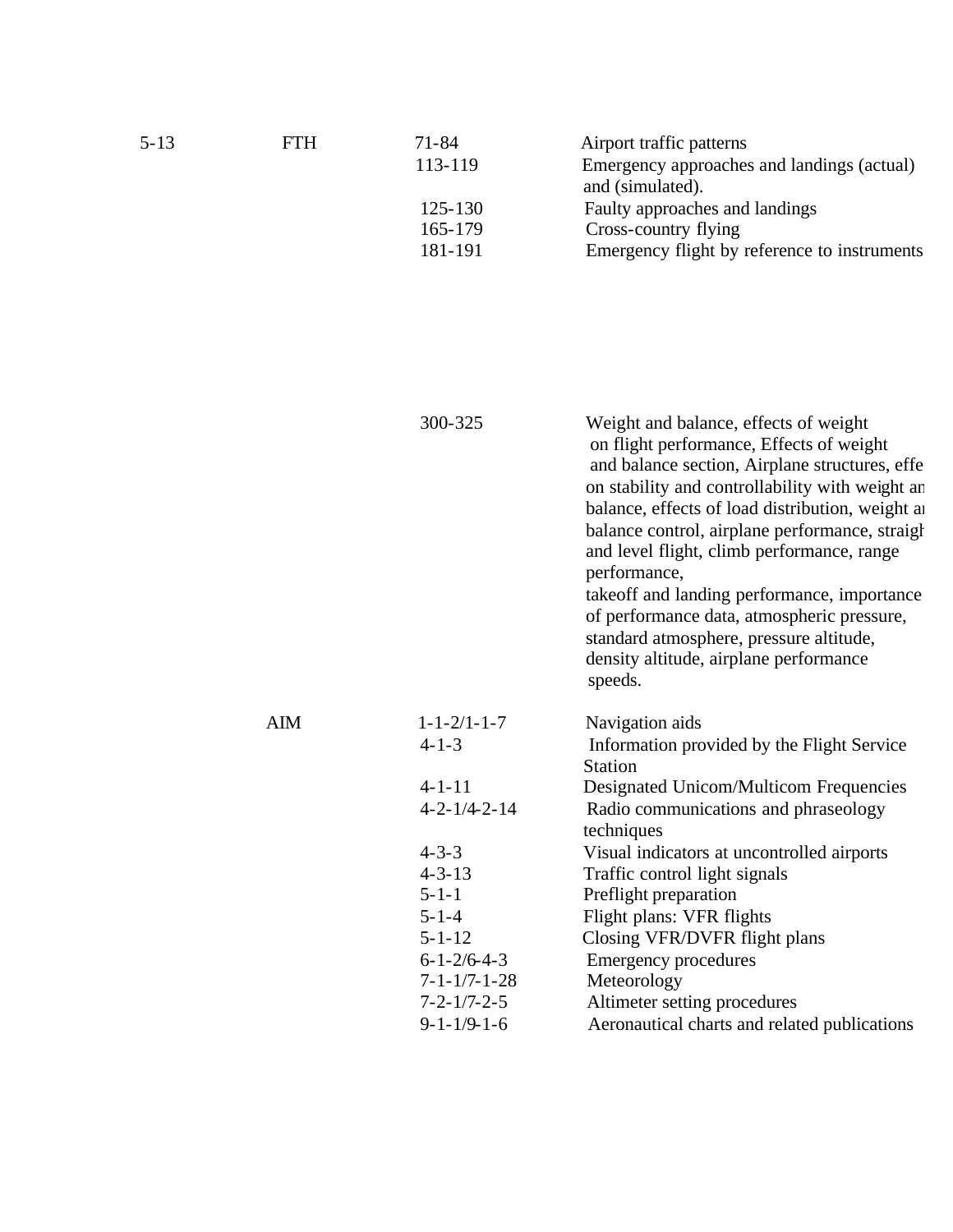| | | | |
|---|---|---|---|
| 5-13 | FTH | 71-84 | Airport traffic patterns |
| | | 113-119 | Emergency approaches and landings (actual) and (simulated). |
| | | 125-130 | Faulty approaches and landings |
| | | 165-179 | Cross-country flying |
| | | 181-191 | Emergency flight by reference to instruments |
| | | 300-325 | Weight and balance, effects of weight on flight performance, Effects of weight and balance section, Airplane structures, effe on stability and controllability with weight an balance, effects of load distribution, weight ar balance control, airplane performance, straigh and level flight, climb performance, range performance, takeoff and landing performance, importance of performance data, atmospheric pressure, standard atmosphere, pressure altitude, density altitude, airplane performance speeds. |
| | AIM | 1-1-2/1-1-7 | Navigation aids |
| | | 4-1-3 | Information provided by the Flight Service Station |
| | | 4-1-11 | Designated Unicom/Multicom Frequencies |
| | | 4-2-1/4-2-14 | Radio communications and phraseology techniques |
| | | 4-3-3 | Visual indicators at uncontrolled airports |
| | | 4-3-13 | Traffic control light signals |
| | | 5-1-1 | Preflight preparation |
| | | 5-1-4 | Flight plans: VFR flights |
| | | 5-1-12 | Closing VFR/DVFR flight plans |
| | | 6-1-2/6-4-3 | Emergency procedures |
| | | 7-1-1/7-1-28 | Meteorology |
| | | 7-2-1/7-2-5 | Altimeter setting procedures |
| | | 9-1-1/9-1-6 | Aeronautical charts and related publications |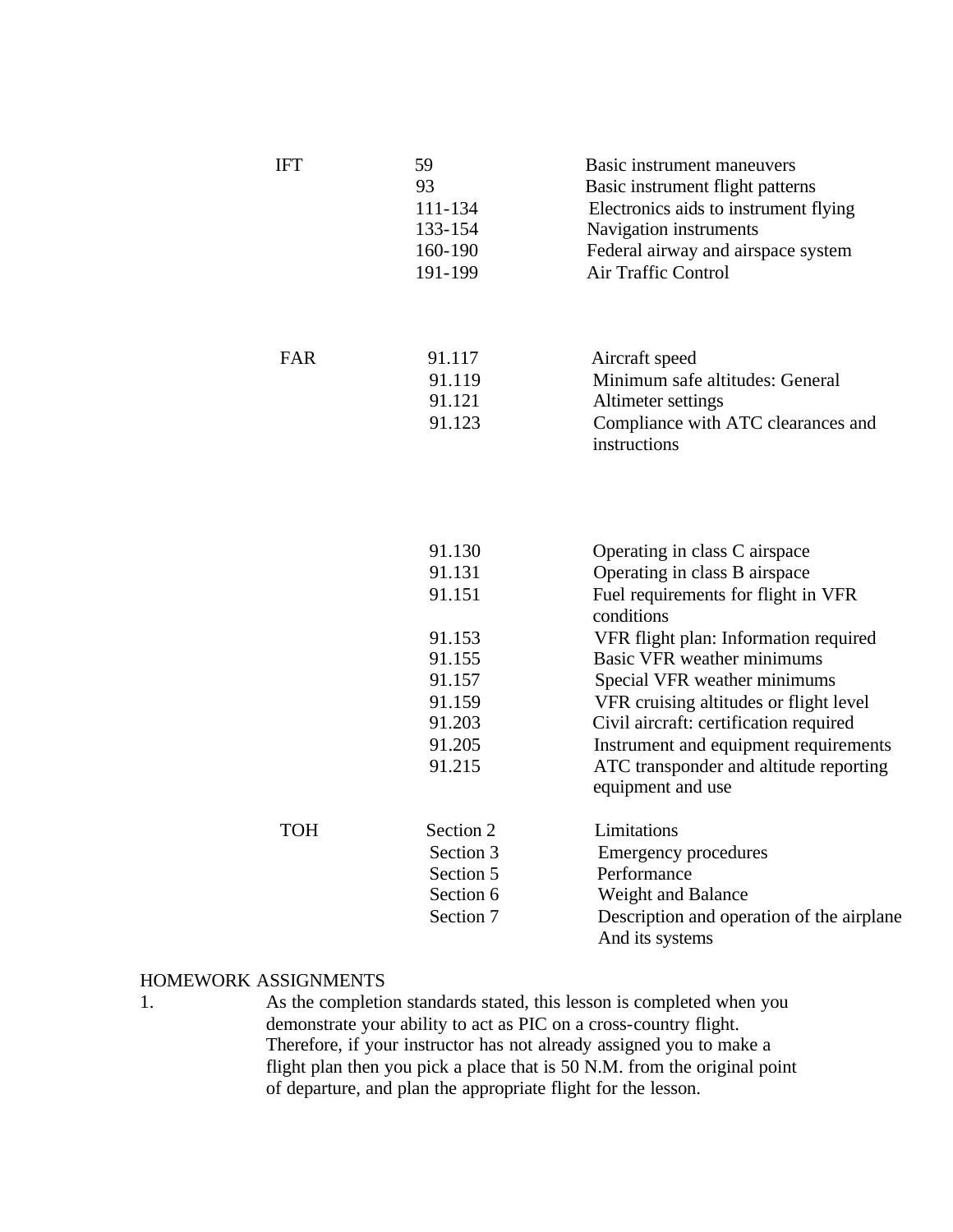| | | |
|---|---|---|
| IFT | 59 | Basic instrument maneuvers |
| | 93 | Basic instrument flight patterns |
| | 111-134 | Electronics aids to instrument flying |
| | 133-154 | Navigation instruments |
| | 160-190 | Federal airway and airspace system |
| | 191-199 | Air Traffic Control |
| FAR | 91.117 | Aircraft speed |
| | 91.119 | Minimum safe altitudes: General |
| | 91.121 | Altimeter settings |
| | 91.123 | Compliance with ATC clearances and instructions |
| | 91.130 | Operating in class C airspace |
| | 91.131 | Operating in class B airspace |
| | 91.151 | Fuel requirements for flight in VFR conditions |
| | 91.153 | VFR flight plan: Information required |
| | 91.155 | Basic VFR weather minimums |
| | 91.157 | Special VFR weather minimums |
| | 91.159 | VFR cruising altitudes or flight level |
| | 91.203 | Civil aircraft: certification required |
| | 91.205 | Instrument and equipment requirements |
| | 91.215 | ATC transponder and altitude reporting equipment and use |
| TOH | Section 2 | Limitations |
| | Section 3 | Emergency procedures |
| | Section 5 | Performance |
| | Section 6 | Weight and Balance |
| | Section 7 | Description and operation of the airplane And its systems |

HOMEWORK ASSIGNMENTS

1. As the completion standards stated, this lesson is completed when you demonstrate your ability to act as PIC on a cross-country flight. Therefore, if your instructor has not already assigned you to make a flight plan then you pick a place that is 50 N.M. from the original point of departure, and plan the appropriate flight for the lesson.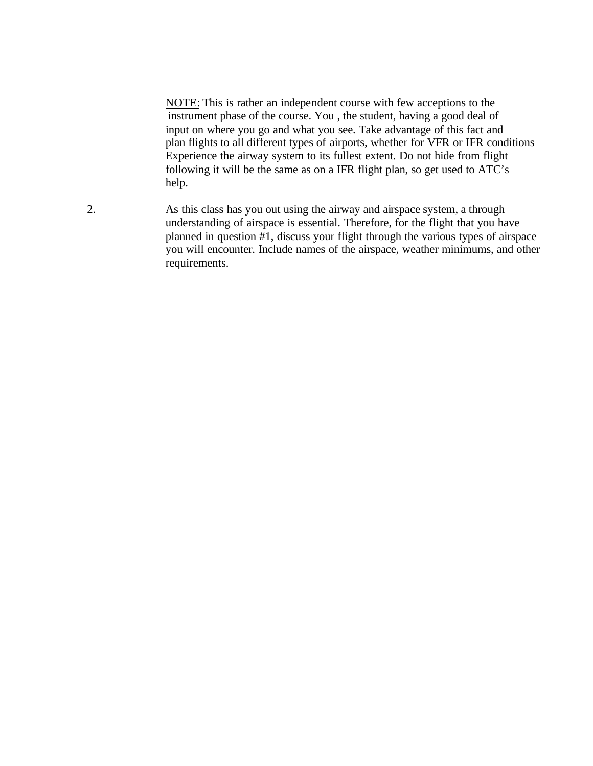<u>NOTE:</u> This is rather an independent course with few acceptions to the instrument phase of the course. You , the student, having a good deal of input on where you go and what you see. Take advantage of this fact and plan flights to all different types of airports, whether for VFR or IFR conditions Experience the airway system to its fullest extent. Do not hide from flight following it will be the same as on a IFR flight plan, so get used to ATC's help.

2. As this class has you out using the airway and airspace system, a through understanding of airspace is essential. Therefore, for the flight that you have planned in question #1, discuss your flight through the various types of airspace you will encounter. Include names of the airspace, weather minimums, and other requirements.